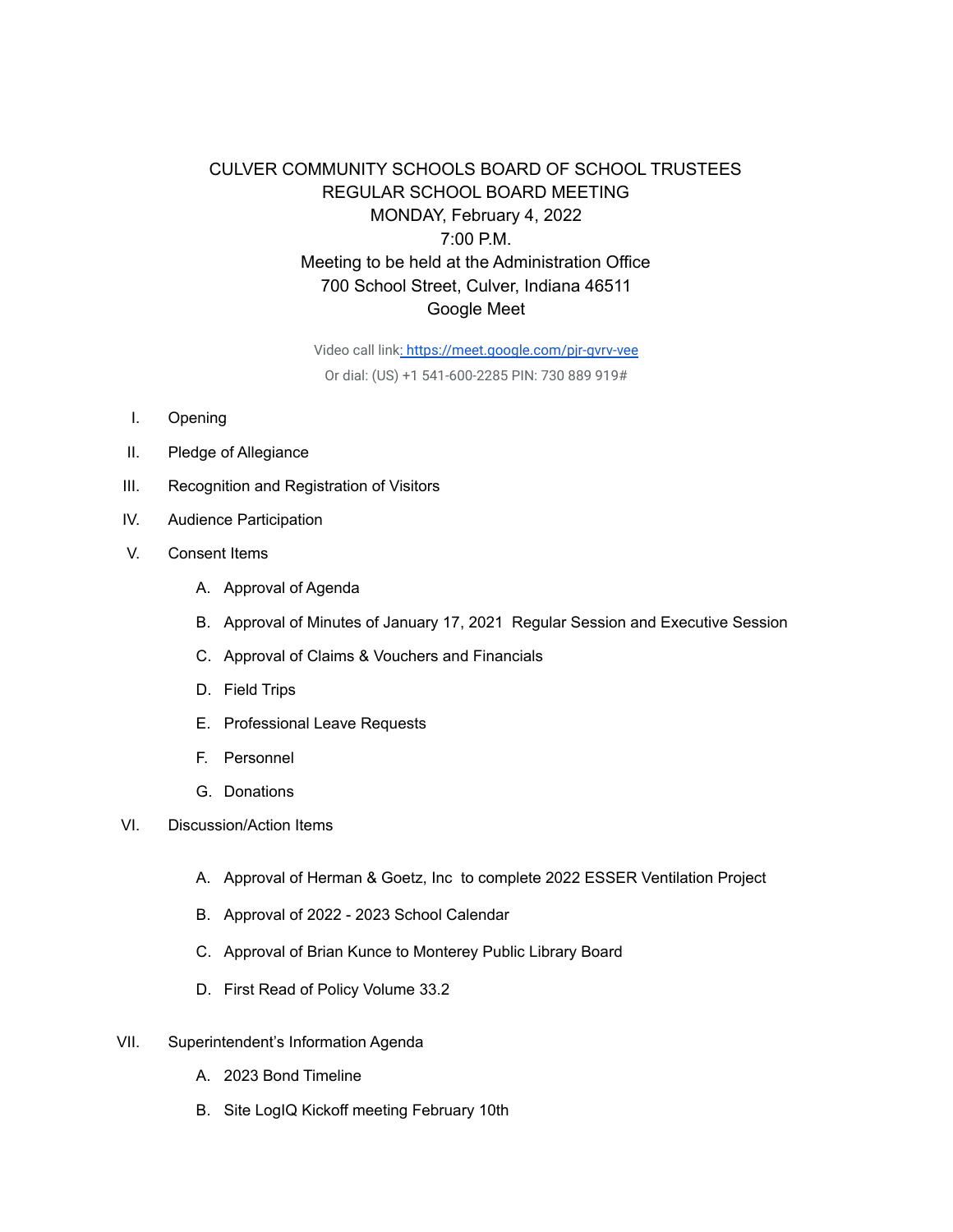# CULVER COMMUNITY SCHOOLS BOARD OF SCHOOL TRUSTEES

## REGULAR SCHOOL BOARD MEETING

MONDAY, February 4, 2022

7:00 P.M.

Meeting to be held at the Administration Office

700 School Street, Culver, Indiana 46511

Google Meet

Video call link: https://meet.google.com/pjr-gvrv-vee

Or dial: (US) +1 541-600-2285 PIN: 730 889 919#

I. Opening

II. Pledge of Allegiance

III. Recognition and Registration of Visitors

IV. Audience Participation

V. Consent Items

- A. Approval of Agenda
- B. Approval of Minutes of January 17, 2021 Regular Session and Executive Session
- C. Approval of Claims & Vouchers and Financials
- D. Field Trips
- E. Professional Leave Requests
- F. Personnel
- G. Donations

VI. Discussion/Action Items

- A. Approval of Herman & Goetz, Inc to complete 2022 ESSER Ventilation Project
- B. Approval of 2022 - 2023 School Calendar
- C. Approval of Brian Kunce to Monterey Public Library Board
- D. First Read of Policy Volume 33.2

VII. Superintendent's Information Agenda

- A. 2023 Bond Timeline
- B. Site LogIQ Kickoff meeting February 10th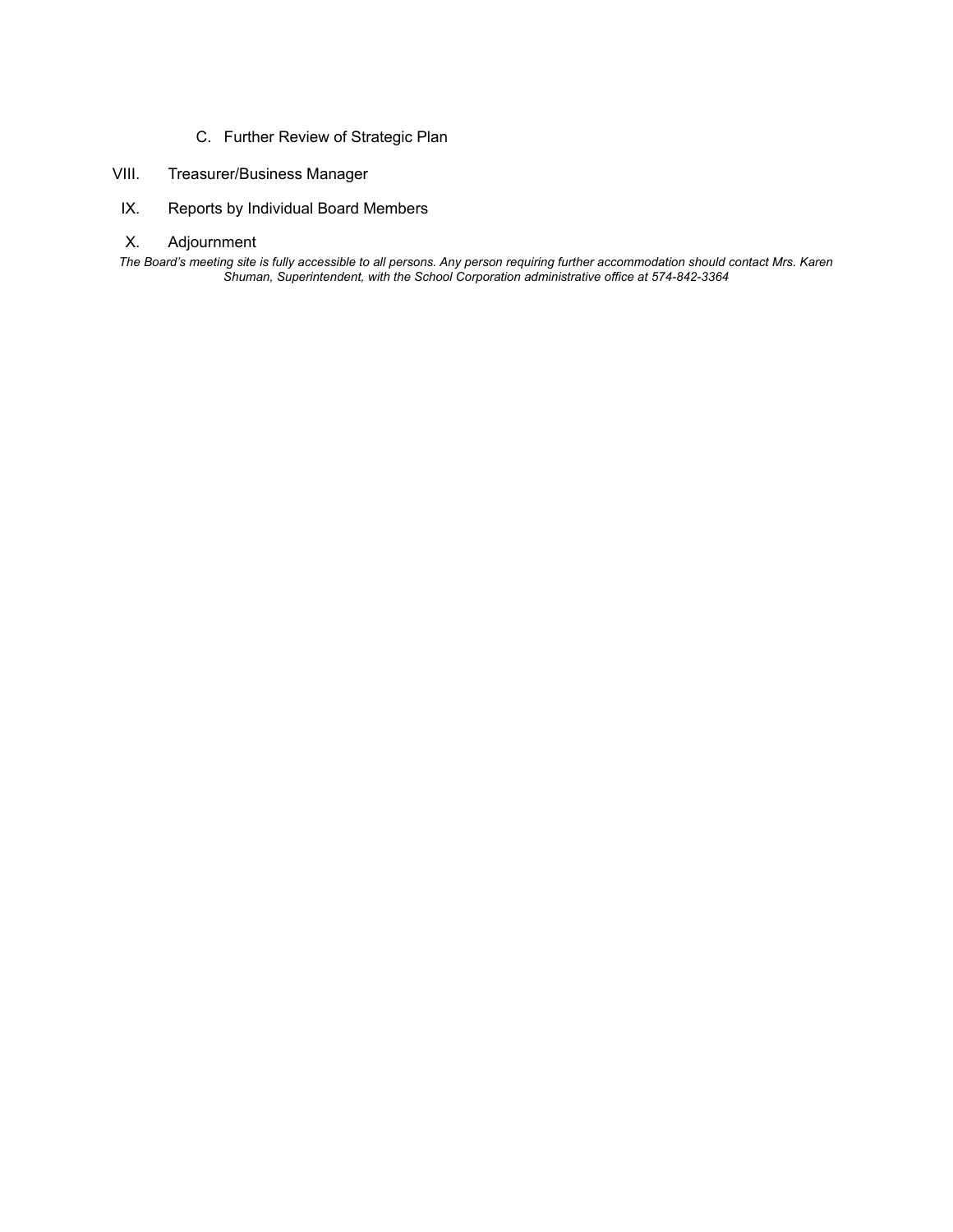C. Further Review of Strategic Plan

VIII. Treasurer/Business Manager

IX. Reports by Individual Board Members

X. Adjournment

*The Board's meeting site is fully accessible to all persons. Any person requiring further accommodation should contact Mrs. Karen Shuman, Superintendent, with the School Corporation administrative office at 574-842-3364*